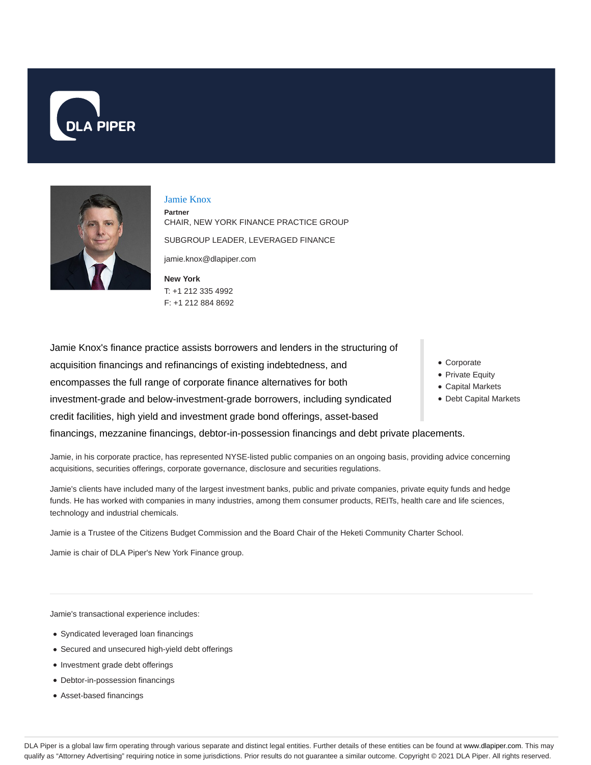DLA PIPER

# Jamie Knox

**Partner**

CHAIR, NEW YORK FINANCE PRACTICE GROUP

SUBGROUP LEADER, LEVERAGED FINANCE

jamie.knox@dlapiper.com

**New York**

T: +1 212 335 4992

F: +1 212 884 8692

- Corporate
- Private Equity
- Capital Markets
- Debt Capital Markets

Jamie Knox's finance practice assists borrowers and lenders in the structuring of acquisition financings and refinancings of existing indebtedness, and encompasses the full range of corporate finance alternatives for both investment-grade and below-investment-grade borrowers, including syndicated credit facilities, high yield and investment grade bond offerings, asset-based financings, mezzanine financings, debtor-in-possession financings and debt private placements.

Jamie, in his corporate practice, has represented NYSE-listed public companies on an ongoing basis, providing advice concerning acquisitions, securities offerings, corporate governance, disclosure and securities regulations.

Jamie's clients have included many of the largest investment banks, public and private companies, private equity funds and hedge funds. He has worked with companies in many industries, among them consumer products, REITs, health care and life sciences, technology and industrial chemicals.

Jamie is a Trustee of the Citizens Budget Commission and the Board Chair of the Heketi Community Charter School.

Jamie is chair of DLA Piper's New York Finance group.

---

Jamie's transactional experience includes:

- Syndicated leveraged loan financings
- Secured and unsecured high-yield debt offerings
- Investment grade debt offerings
- Debtor-in-possession financings
- Asset-based financings

DLA Piper is a global law firm operating through various separate and distinct legal entities. Further details of these entities can be found at www.dlapiper.com. This may qualify as "Attorney Advertising" requiring notice in some jurisdictions. Prior results do not guarantee a similar outcome. Copyright © 2021 DLA Piper. All rights reserved.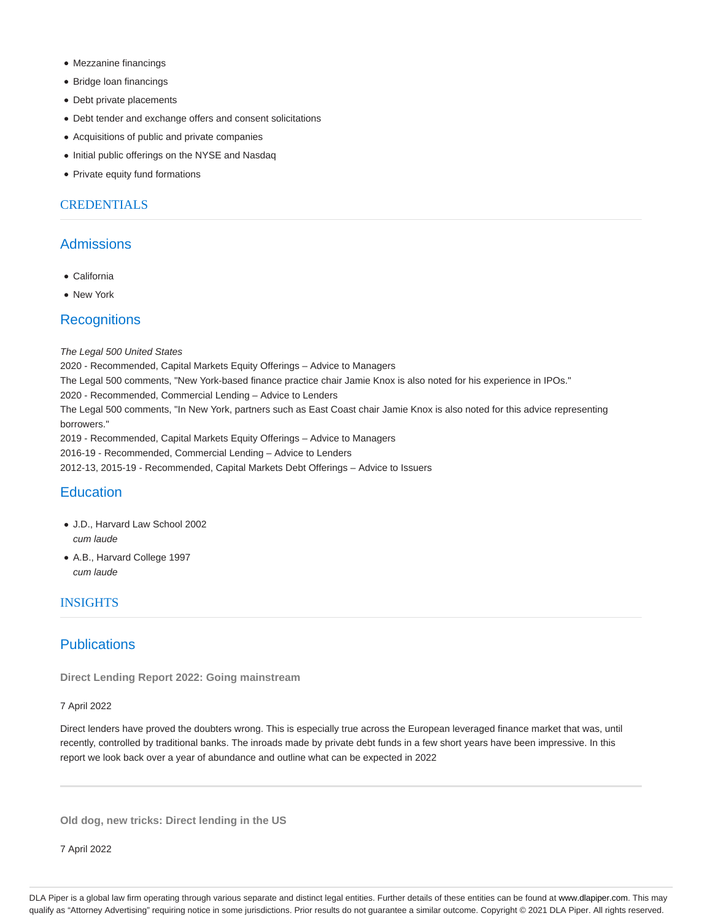- Mezzanine financings
- Bridge loan financings
- Debt private placements
- Debt tender and exchange offers and consent solicitations
- Acquisitions of public and private companies
- Initial public offerings on the NYSE and Nasdaq
- Private equity fund formations

# CREDENTIALS

## Admissions

- California
- New York

## Recognitions

*The Legal 500 United States*
2020 - Recommended, Capital Markets Equity Offerings – Advice to Managers
The Legal 500 comments, "New York-based finance practice chair Jamie Knox is also noted for his experience in IPOs."
2020 - Recommended, Commercial Lending – Advice to Lenders
The Legal 500 comments, "In New York, partners such as East Coast chair Jamie Knox is also noted for this advice representing borrowers."
2019 - Recommended, Capital Markets Equity Offerings – Advice to Managers
2016-19 - Recommended, Commercial Lending – Advice to Lenders
2012-13, 2015-19 - Recommended, Capital Markets Debt Offerings – Advice to Issuers

## Education

- J.D., Harvard Law School 2002
  *cum laude*
- A.B., Harvard College 1997
  *cum laude*

# INSIGHTS

## Publications

**Direct Lending Report 2022: Going mainstream**

7 April 2022

Direct lenders have proved the doubters wrong. This is especially true across the European leveraged finance market that was, until recently, controlled by traditional banks. The inroads made by private debt funds in a few short years have been impressive. In this report we look back over a year of abundance and outline what can be expected in 2022

---

**Old dog, new tricks: Direct lending in the US**

7 April 2022

DLA Piper is a global law firm operating through various separate and distinct legal entities. Further details of these entities can be found at www.dlapiper.com. This may qualify as "Attorney Advertising" requiring notice in some jurisdictions. Prior results do not guarantee a similar outcome. Copyright © 2021 DLA Piper. All rights reserved.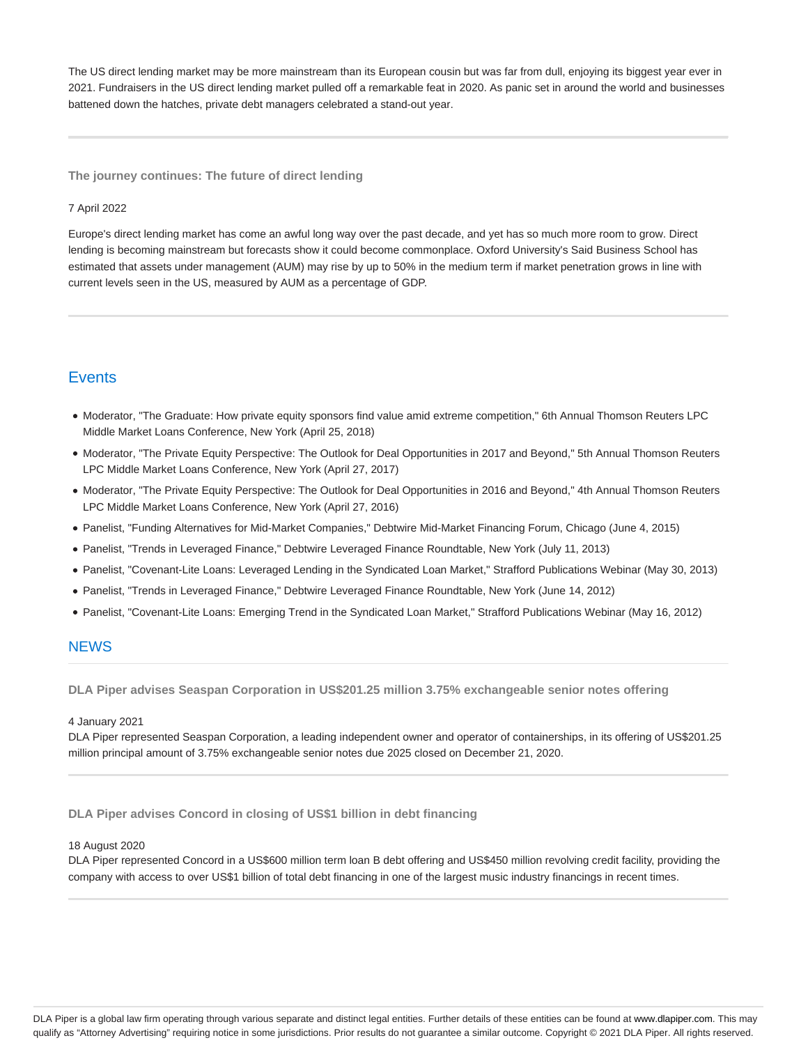The US direct lending market may be more mainstream than its European cousin but was far from dull, enjoying its biggest year ever in 2021. Fundraisers in the US direct lending market pulled off a remarkable feat in 2020. As panic set in around the world and businesses battened down the hatches, private debt managers celebrated a stand-out year.

---

### The journey continues: The future of direct lending

7 April 2022

Europe's direct lending market has come an awful long way over the past decade, and yet has so much more room to grow. Direct lending is becoming mainstream but forecasts show it could become commonplace. Oxford University's Said Business School has estimated that assets under management (AUM) may rise by up to 50% in the medium term if market penetration grows in line with current levels seen in the US, measured by AUM as a percentage of GDP.

---

## Events

- Moderator, "The Graduate: How private equity sponsors find value amid extreme competition," 6th Annual Thomson Reuters LPC Middle Market Loans Conference, New York (April 25, 2018)
- Moderator, "The Private Equity Perspective: The Outlook for Deal Opportunities in 2017 and Beyond," 5th Annual Thomson Reuters LPC Middle Market Loans Conference, New York (April 27, 2017)
- Moderator, "The Private Equity Perspective: The Outlook for Deal Opportunities in 2016 and Beyond," 4th Annual Thomson Reuters LPC Middle Market Loans Conference, New York (April 27, 2016)
- Panelist, "Funding Alternatives for Mid-Market Companies," Debtwire Mid-Market Financing Forum, Chicago (June 4, 2015)
- Panelist, "Trends in Leveraged Finance," Debtwire Leveraged Finance Roundtable, New York (July 11, 2013)
- Panelist, "Covenant-Lite Loans: Leveraged Lending in the Syndicated Loan Market," Strafford Publications Webinar (May 30, 2013)
- Panelist, "Trends in Leveraged Finance," Debtwire Leveraged Finance Roundtable, New York (June 14, 2012)
- Panelist, "Covenant-Lite Loans: Emerging Trend in the Syndicated Loan Market," Strafford Publications Webinar (May 16, 2012)

## NEWS

### DLA Piper advises Seaspan Corporation in US$201.25 million 3.75% exchangeable senior notes offering

4 January 2021

DLA Piper represented Seaspan Corporation, a leading independent owner and operator of containerships, in its offering of US$201.25 million principal amount of 3.75% exchangeable senior notes due 2025 closed on December 21, 2020.

---

### DLA Piper advises Concord in closing of US$1 billion in debt financing

18 August 2020

DLA Piper represented Concord in a US$600 million term loan B debt offering and US$450 million revolving credit facility, providing the company with access to over US$1 billion of total debt financing in one of the largest music industry financings in recent times.

---

DLA Piper is a global law firm operating through various separate and distinct legal entities. Further details of these entities can be found at www.dlapiper.com. This may qualify as "Attorney Advertising" requiring notice in some jurisdictions. Prior results do not guarantee a similar outcome. Copyright © 2021 DLA Piper. All rights reserved.